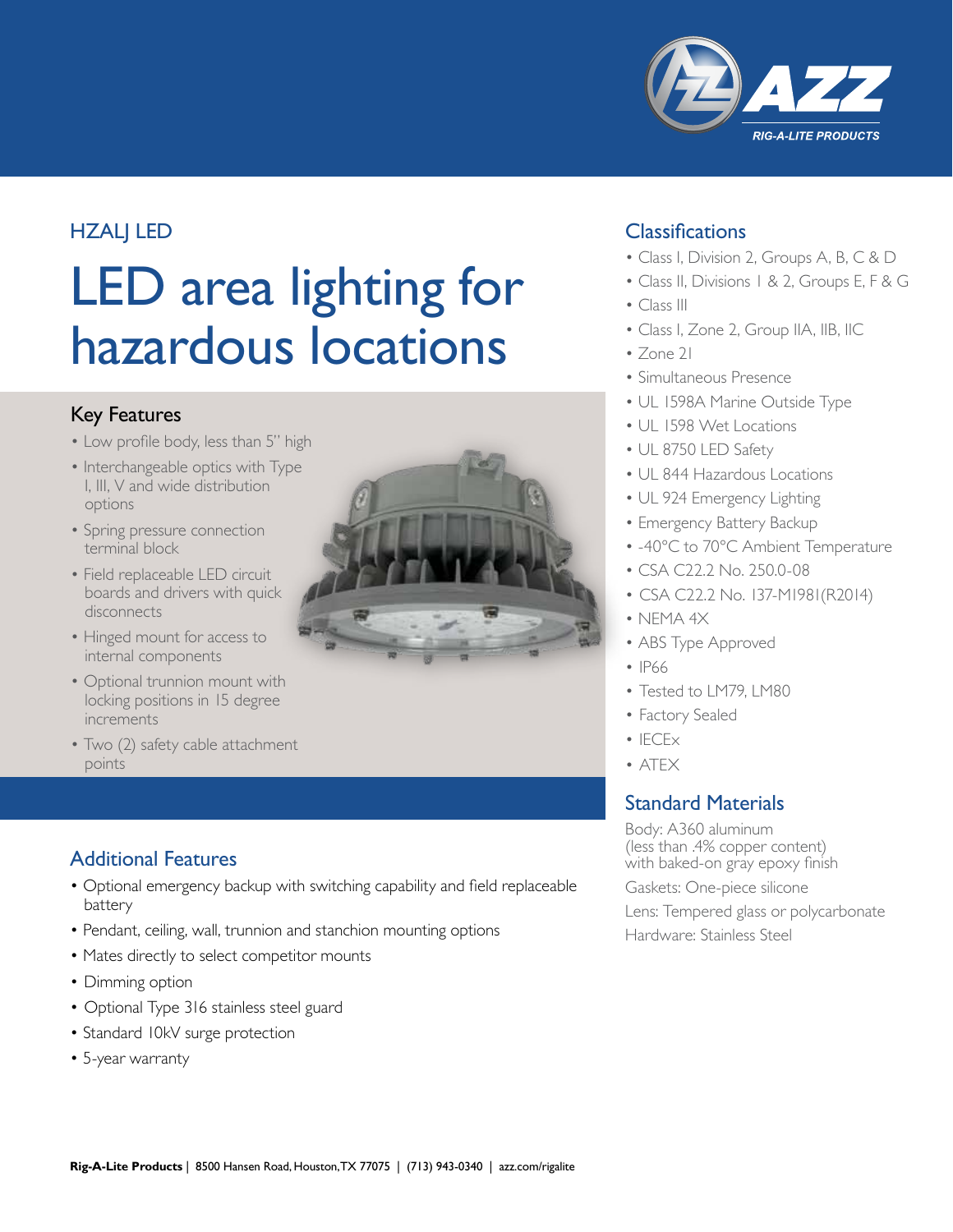AZZ
RIG-A-LITE PRODUCTS

## HZALJ LED

# LED area lighting for hazardous locations

## Key Features

- Low profile body, less than 5" high
- Interchangeable optics with Type I, III, V and wide distribution options
- Spring pressure connection terminal block
- Field replaceable LED circuit boards and drivers with quick disconnects
- Hinged mount for access to internal components
- Optional trunnion mount with locking positions in 15 degree increments
- Two (2) safety cable attachment points

## Additional Features

- Optional emergency backup with switching capability and field replaceable battery
- Pendant, ceiling, wall, trunnion and stanchion mounting options
- Mates directly to select competitor mounts
- Dimming option
- Optional Type 316 stainless steel guard
- Standard 10kV surge protection
- 5-year warranty

## Classifications

- Class I, Division 2, Groups A, B, C & D
- Class II, Divisions 1 & 2, Groups E, F & G
- Class III
- Class I, Zone 2, Group IIA, IIB, IIC
- Zone 21
- Simultaneous Presence
- UL 1598A Marine Outside Type
- UL 1598 Wet Locations
- UL 8750 LED Safety
- UL 844 Hazardous Locations
- UL 924 Emergency Lighting
- Emergency Battery Backup
- -40°C to 70°C Ambient Temperature
- CSA C22.2 No. 250.0-08
- CSA C22.2 No. 137-M1981(R2014)
- NEMA 4X
- ABS Type Approved
- IP66
- Tested to LM79, LM80
- Factory Sealed
- IECEx
- ATEX

## Standard Materials

Body: A360 aluminum (less than .4% copper content) with baked-on gray epoxy finish

Gaskets: One-piece silicone

Lens: Tempered glass or polycarbonate

Hardware: Stainless Steel

**Rig-A-Lite Products** | 8500 Hansen Road, Houston, TX 77075 | (713) 943-0340 | azz.com/rigalite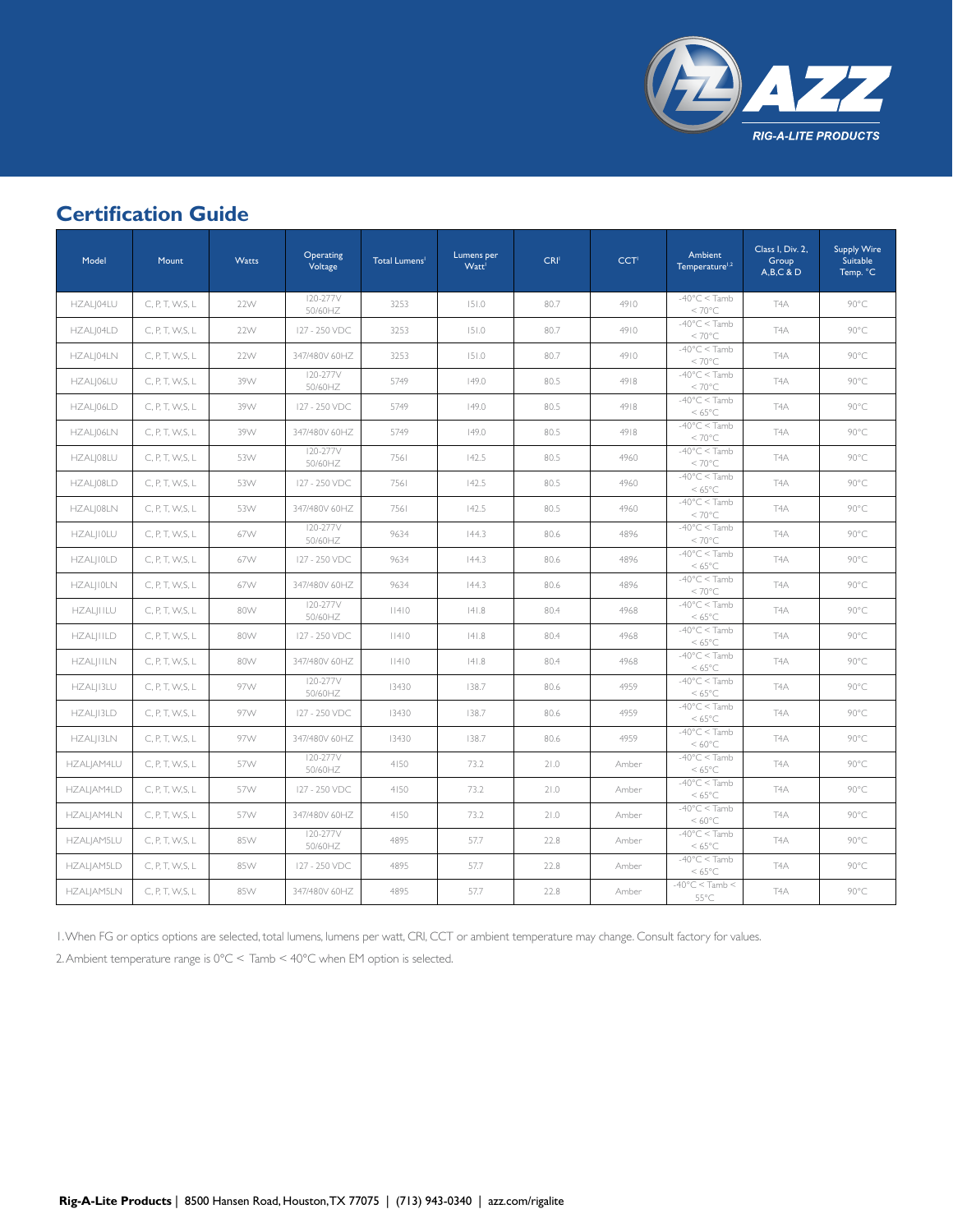## Certification Guide

| Model | Mount | Watts | Operating Voltage | Total Lumens[1] | Lumens per Watt[1] | CRI[1] | CCT[1] | Ambient Temperature[1,2] | Class I, Div. 2, Group A,B,C & D | Supply Wire Suitable Temp. °C |
|---|---|---|---|---|---|---|---|---|---|---|
| HZALJ04LU | C, P, T, W,S, L | 22W | 120-277V 50/60HZ | 3253 | 151.0 | 80.7 | 4910 | -40°C < Tamb < 70°C | T4A | 90°C |
| HZALJ04LD | C, P, T, W,S, L | 22W | 127 - 250 VDC | 3253 | 151.0 | 80.7 | 4910 | -40°C < Tamb < 70°C | T4A | 90°C |
| HZALJ04LN | C, P, T, W,S, L | 22W | 347/480V 60HZ | 3253 | 151.0 | 80.7 | 4910 | -40°C < Tamb < 70°C | T4A | 90°C |
| HZALJ06LU | C, P, T, W,S, L | 39W | 120-277V 50/60HZ | 5749 | 149.0 | 80.5 | 4918 | -40°C < Tamb < 70°C | T4A | 90°C |
| HZALJ06LD | C, P, T, W,S, L | 39W | 127 - 250 VDC | 5749 | 149.0 | 80.5 | 4918 | -40°C < Tamb < 65°C | T4A | 90°C |
| HZALJ06LN | C, P, T, W,S, L | 39W | 347/480V 60HZ | 5749 | 149.0 | 80.5 | 4918 | -40°C < Tamb < 70°C | T4A | 90°C |
| HZALJ08LU | C, P, T, W,S, L | 53W | 120-277V 50/60HZ | 7561 | 142.5 | 80.5 | 4960 | -40°C < Tamb < 70°C | T4A | 90°C |
| HZALJ08LD | C, P, T, W,S, L | 53W | 127 - 250 VDC | 7561 | 142.5 | 80.5 | 4960 | -40°C < Tamb < 65°C | T4A | 90°C |
| HZALJ08LN | C, P, T, W,S, L | 53W | 347/480V 60HZ | 7561 | 142.5 | 80.5 | 4960 | -40°C < Tamb < 70°C | T4A | 90°C |
| HZALJ10LU | C, P, T, W,S, L | 67W | 120-277V 50/60HZ | 9634 | 144.3 | 80.6 | 4896 | -40°C < Tamb < 70°C | T4A | 90°C |
| HZALJ10LD | C, P, T, W,S, L | 67W | 127 - 250 VDC | 9634 | 144.3 | 80.6 | 4896 | -40°C < Tamb < 65°C | T4A | 90°C |
| HZALJ10LN | C, P, T, W,S, L | 67W | 347/480V 60HZ | 9634 | 144.3 | 80.6 | 4896 | -40°C < Tamb < 70°C | T4A | 90°C |
| HZALJ11LU | C, P, T, W,S, L | 80W | 120-277V 50/60HZ | 11410 | 141.8 | 80.4 | 4968 | -40°C < Tamb < 65°C | T4A | 90°C |
| HZALJ11LD | C, P, T, W,S, L | 80W | 127 - 250 VDC | 11410 | 141.8 | 80.4 | 4968 | -40°C < Tamb < 65°C | T4A | 90°C |
| HZALJ11LN | C, P, T, W,S, L | 80W | 347/480V 60HZ | 11410 | 141.8 | 80.4 | 4968 | -40°C < Tamb < 65°C | T4A | 90°C |
| HZALJ13LU | C, P, T, W,S, L | 97W | 120-277V 50/60HZ | 13430 | 138.7 | 80.6 | 4959 | -40°C < Tamb < 65°C | T4A | 90°C |
| HZALJ13LD | C, P, T, W,S, L | 97W | 127 - 250 VDC | 13430 | 138.7 | 80.6 | 4959 | -40°C < Tamb < 65°C | T4A | 90°C |
| HZALJ13LN | C, P, T, W,S, L | 97W | 347/480V 60HZ | 13430 | 138.7 | 80.6 | 4959 | -40°C < Tamb < 60°C | T4A | 90°C |
| HZALJAM4LU | C, P, T, W,S, L | 57W | 120-277V 50/60HZ | 4150 | 73.2 | 21.0 | Amber | -40°C < Tamb < 65°C | T4A | 90°C |
| HZALJAM4LD | C, P, T, W,S, L | 57W | 127 - 250 VDC | 4150 | 73.2 | 21.0 | Amber | -40°C < Tamb < 65°C | T4A | 90°C |
| HZALJAM4LN | C, P, T, W,S, L | 57W | 347/480V 60HZ | 4150 | 73.2 | 21.0 | Amber | -40°C < Tamb < 60°C | T4A | 90°C |
| HZALJAM5LU | C, P, T, W,S, L | 85W | 120-277V 50/60HZ | 4895 | 57.7 | 22.8 | Amber | -40°C < Tamb < 65°C | T4A | 90°C |
| HZALJAM5LD | C, P, T, W,S, L | 85W | 127 - 250 VDC | 4895 | 57.7 | 22.8 | Amber | -40°C < Tamb < 65°C | T4A | 90°C |
| HZALJAM5LN | C, P, T, W,S, L | 85W | 347/480V 60HZ | 4895 | 57.7 | 22.8 | Amber | -40°C < Tamb < 55°C | T4A | 90°C |

1. When FG or optics options are selected, total lumens, lumens per watt, CRI, CCT or ambient temperature may change. Consult factory for values.

2. Ambient temperature range is 0°C < Tamb < 40°C when EM option is selected.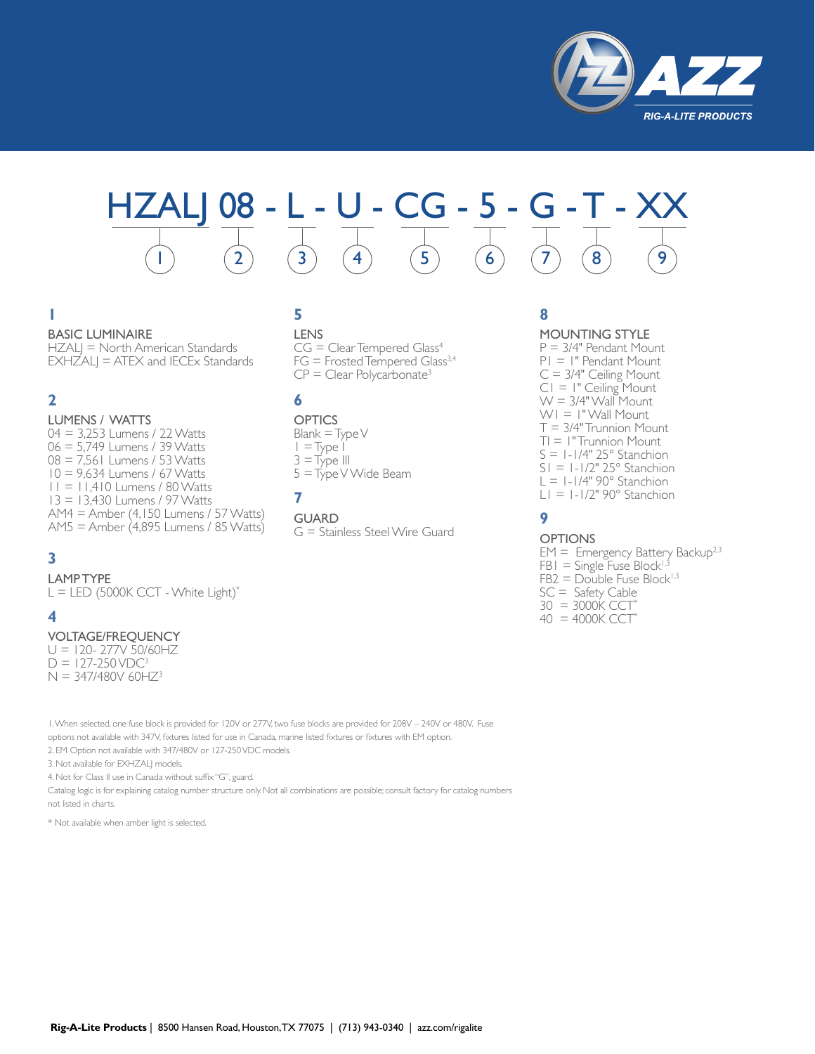# HZALJ 08 - L - U - CG - 5 - G - T - XX

1 2 3 4 5 6 7 8 9

## 1

BASIC LUMINAIRE

HZALJ = North American Standards
EXHZALJ = ATEX and IECEx Standards

## 2

LUMENS / WATTS

04 = 3,253 Lumens / 22 Watts
06 = 5,749 Lumens / 39 Watts
08 = 7,561 Lumens / 53 Watts
10 = 9,634 Lumens / 67 Watts
11 = 11,410 Lumens / 80 Watts
13 = 13,430 Lumens / 97 Watts
AM4 = Amber (4,150 Lumens / 57 Watts)
AM5 = Amber (4,895 Lumens / 85 Watts)

## 3

LAMP TYPE

L = LED (5000K CCT - White Light)*

## 4

VOLTAGE/FREQUENCY

U = 120- 277V 50/60HZ
D = 127-250 VDC[3]
N = 347/480V 60HZ[3]

## 5

LENS

CG = Clear Tempered Glass[4]
FG = Frosted Tempered Glass[3,4]
CP = Clear Polycarbonate[3]

## 6

OPTICS

Blank = Type V
1 = Type I
3 = Type III
5 = Type V Wide Beam

## 7

GUARD

G = Stainless Steel Wire Guard

## 8

MOUNTING STYLE

P = 3/4" Pendant Mount
P1 = 1" Pendant Mount
C = 3/4" Ceiling Mount
C1 = 1" Ceiling Mount
W = 3/4" Wall Mount
W1 = 1" Wall Mount
T = 3/4" Trunnion Mount
T1 = 1" Trunnion Mount
S = 1-1/4" 25° Stanchion
S1 = 1-1/2" 25° Stanchion
L = 1-1/4" 90° Stanchion
L1 = 1-1/2" 90° Stanchion

## 9

OPTIONS

EM = Emergency Battery Backup[2,3]
FB1 = Single Fuse Block[1,3]
FB2 = Double Fuse Block[1,3]
SC = Safety Cable
30 = 3000K CCT*
40 = 4000K CCT*

1. When selected, one fuse block is provided for 120V or 277V, two fuse blocks are provided for 208V – 240V or 480V. Fuse options not available with 347V, fixtures listed for use in Canada, marine listed fixtures or fixtures with EM option.
2. EM Option not available with 347/480V or 127-250 VDC models.
3. Not available for EXHZALJ models.
4. Not for Class II use in Canada without suffix "G", guard.

Catalog logic is for explaining catalog number structure only. Not all combinations are possible; consult factory for catalog numbers not listed in charts.

* Not available when amber light is selected.

**Rig-A-Lite Products** | 8500 Hansen Road, Houston, TX 77075 | (713) 943-0340 | azz.com/rigalite